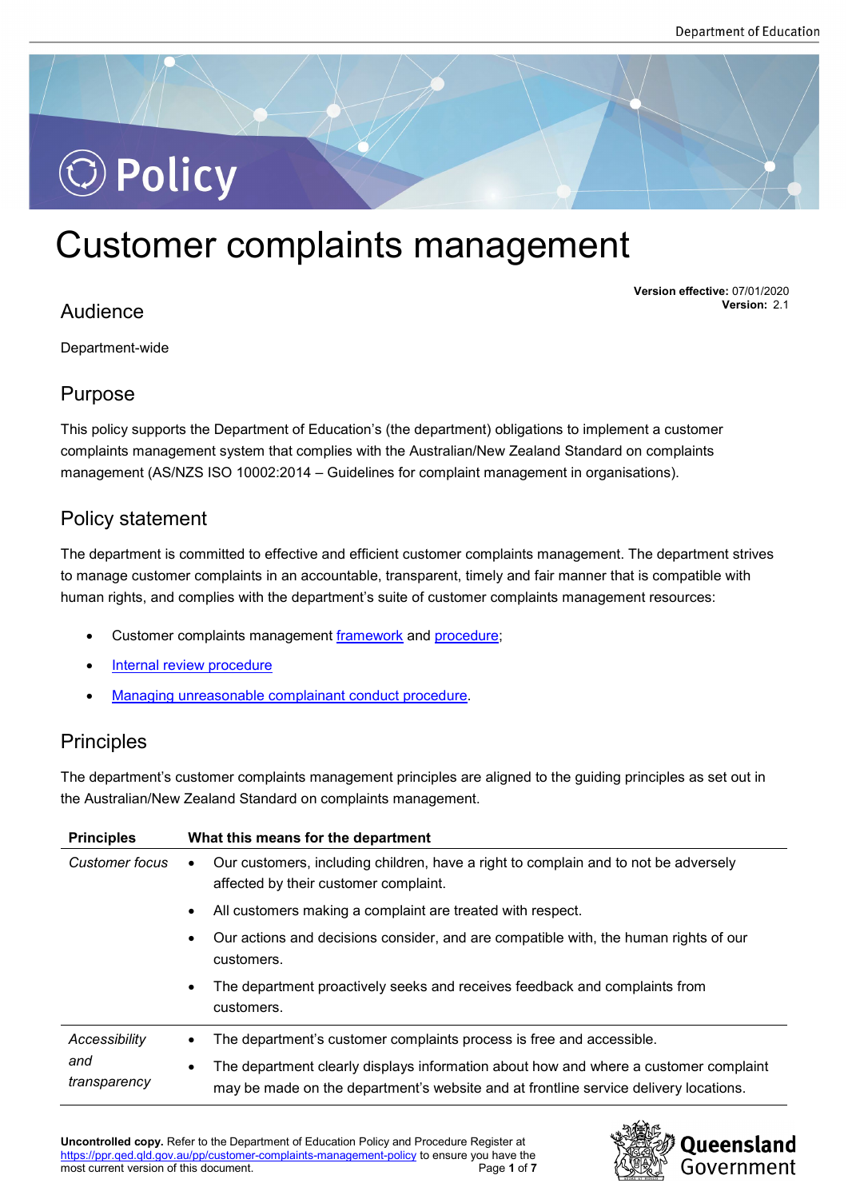# Customer complaints management

**Version effective:** 07/01/2020
**Version:** 2.1

## Audience

Department-wide

## Purpose

This policy supports the Department of Education's (the department) obligations to implement a customer complaints management system that complies with the Australian/New Zealand Standard on complaints management (AS/NZS ISO 10002:2014 – Guidelines for complaint management in organisations).

## Policy statement

The department is committed to effective and efficient customer complaints management. The department strives to manage customer complaints in an accountable, transparent, timely and fair manner that is compatible with human rights, and complies with the department's suite of customer complaints management resources:

- Customer complaints management framework and procedure;
- Internal review procedure
- Managing unreasonable complainant conduct procedure.

## Principles

The department's customer complaints management principles are aligned to the guiding principles as set out in the Australian/New Zealand Standard on complaints management.

| Principles | What this means for the department |
|---|---|
| *Customer focus* | • Our customers, including children, have a right to complain and to not be adversely affected by their customer complaint.<br>• All customers making a complaint are treated with respect.<br>• Our actions and decisions consider, and are compatible with, the human rights of our customers.<br>• The department proactively seeks and receives feedback and complaints from customers. |
| *Accessibility and transparency* | • The department's customer complaints process is free and accessible.<br>• The department clearly displays information about how and where a customer complaint may be made on the department's website and at frontline service delivery locations. |

**Uncontrolled copy.** Refer to the Department of Education Policy and Procedure Register at https://ppr.qed.qld.gov.au/pp/customer-complaints-management-policy to ensure you have the most current version of this document.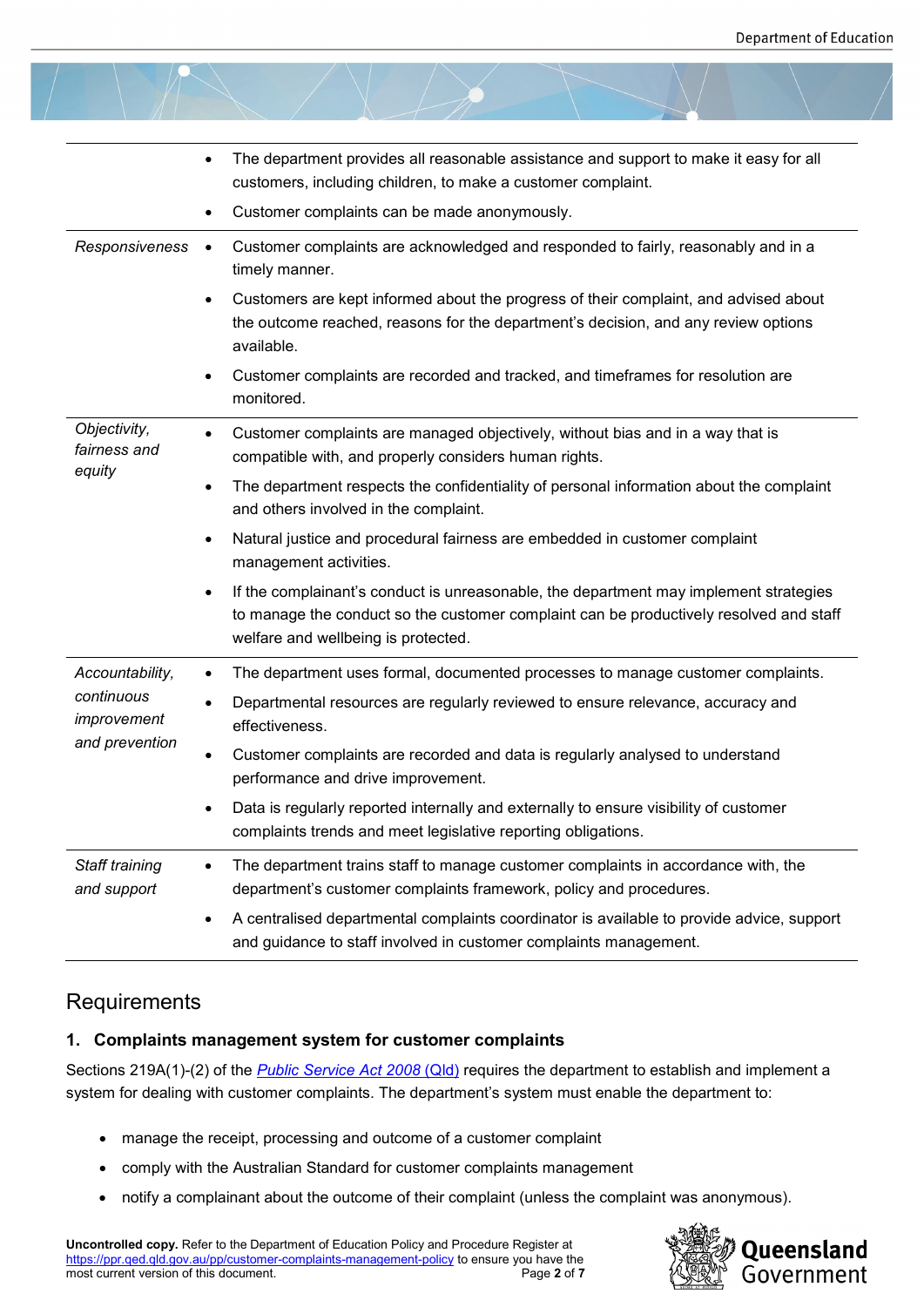| | |
|---|---|
| | • The department provides all reasonable assistance and support to make it easy for all customers, including children, to make a customer complaint.<br>• Customer complaints can be made anonymously. |
| *Responsiveness* | • Customer complaints are acknowledged and responded to fairly, reasonably and in a timely manner.<br>• Customers are kept informed about the progress of their complaint, and advised about the outcome reached, reasons for the department's decision, and any review options available.<br>• Customer complaints are recorded and tracked, and timeframes for resolution are monitored. |
| *Objectivity, fairness and equity* | • Customer complaints are managed objectively, without bias and in a way that is compatible with, and properly considers human rights.<br>• The department respects the confidentiality of personal information about the complaint and others involved in the complaint.<br>• Natural justice and procedural fairness are embedded in customer complaint management activities.<br>• If the complainant's conduct is unreasonable, the department may implement strategies to manage the conduct so the customer complaint can be productively resolved and staff welfare and wellbeing is protected. |
| *Accountability, continuous improvement and prevention* | • The department uses formal, documented processes to manage customer complaints.<br>• Departmental resources are regularly reviewed to ensure relevance, accuracy and effectiveness.<br>• Customer complaints are recorded and data is regularly analysed to understand performance and drive improvement.<br>• Data is regularly reported internally and externally to ensure visibility of customer complaints trends and meet legislative reporting obligations. |
| *Staff training and support* | • The department trains staff to manage customer complaints in accordance with, the department's customer complaints framework, policy and procedures.<br>• A centralised departmental complaints coordinator is available to provide advice, support and guidance to staff involved in customer complaints management. |

## Requirements

### 1. Complaints management system for customer complaints

Sections 219A(1)-(2) of the *Public Service Act 2008* (Qld) requires the department to establish and implement a system for dealing with customer complaints. The department's system must enable the department to:

- manage the receipt, processing and outcome of a customer complaint
- comply with the Australian Standard for customer complaints management
- notify a complainant about the outcome of their complaint (unless the complaint was anonymous).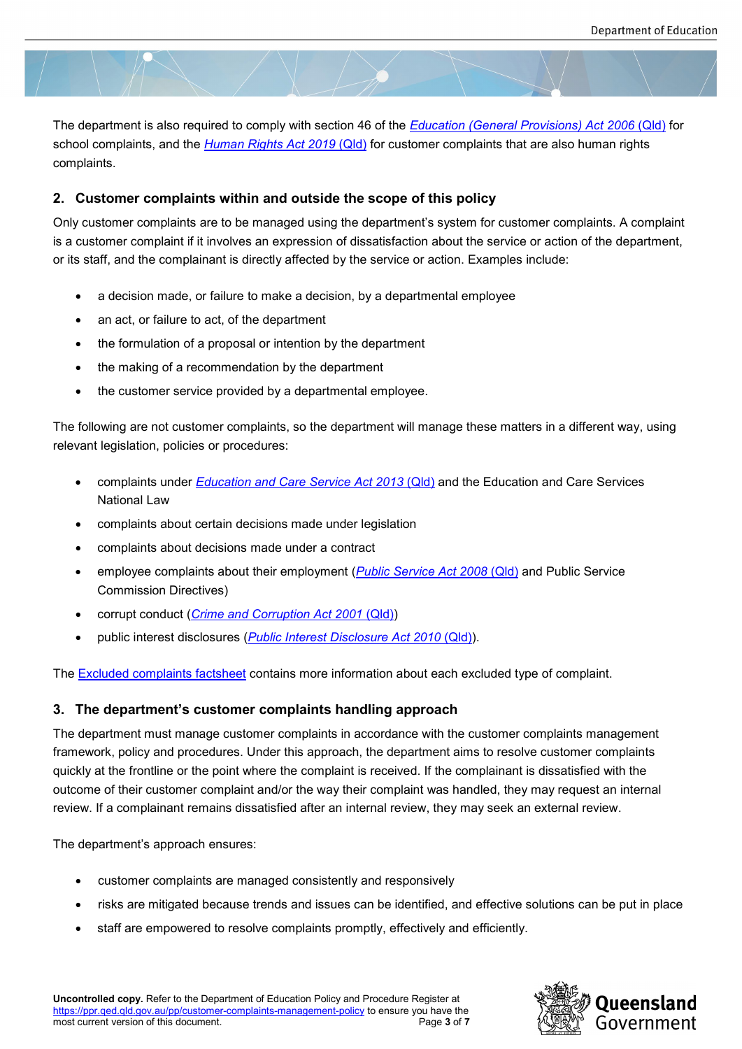The department is also required to comply with section 46 of the *Education (General Provisions) Act 2006* (Qld) for school complaints, and the *Human Rights Act 2019* (Qld) for customer complaints that are also human rights complaints.

## 2. Customer complaints within and outside the scope of this policy

Only customer complaints are to be managed using the department's system for customer complaints. A complaint is a customer complaint if it involves an expression of dissatisfaction about the service or action of the department, or its staff, and the complainant is directly affected by the service or action. Examples include:

- a decision made, or failure to make a decision, by a departmental employee
- an act, or failure to act, of the department
- the formulation of a proposal or intention by the department
- the making of a recommendation by the department
- the customer service provided by a departmental employee.

The following are not customer complaints, so the department will manage these matters in a different way, using relevant legislation, policies or procedures:

- complaints under *Education and Care Service Act 2013* (Qld) and the Education and Care Services National Law
- complaints about certain decisions made under legislation
- complaints about decisions made under a contract
- employee complaints about their employment (*Public Service Act 2008* (Qld) and Public Service Commission Directives)
- corrupt conduct (*Crime and Corruption Act 2001* (Qld))
- public interest disclosures (*Public Interest Disclosure Act 2010* (Qld)).

The Excluded complaints factsheet contains more information about each excluded type of complaint.

## 3. The department's customer complaints handling approach

The department must manage customer complaints in accordance with the customer complaints management framework, policy and procedures. Under this approach, the department aims to resolve customer complaints quickly at the frontline or the point where the complaint is received. If the complainant is dissatisfied with the outcome of their customer complaint and/or the way their complaint was handled, they may request an internal review. If a complainant remains dissatisfied after an internal review, they may seek an external review.

The department's approach ensures:

- customer complaints are managed consistently and responsively
- risks are mitigated because trends and issues can be identified, and effective solutions can be put in place
- staff are empowered to resolve complaints promptly, effectively and efficiently.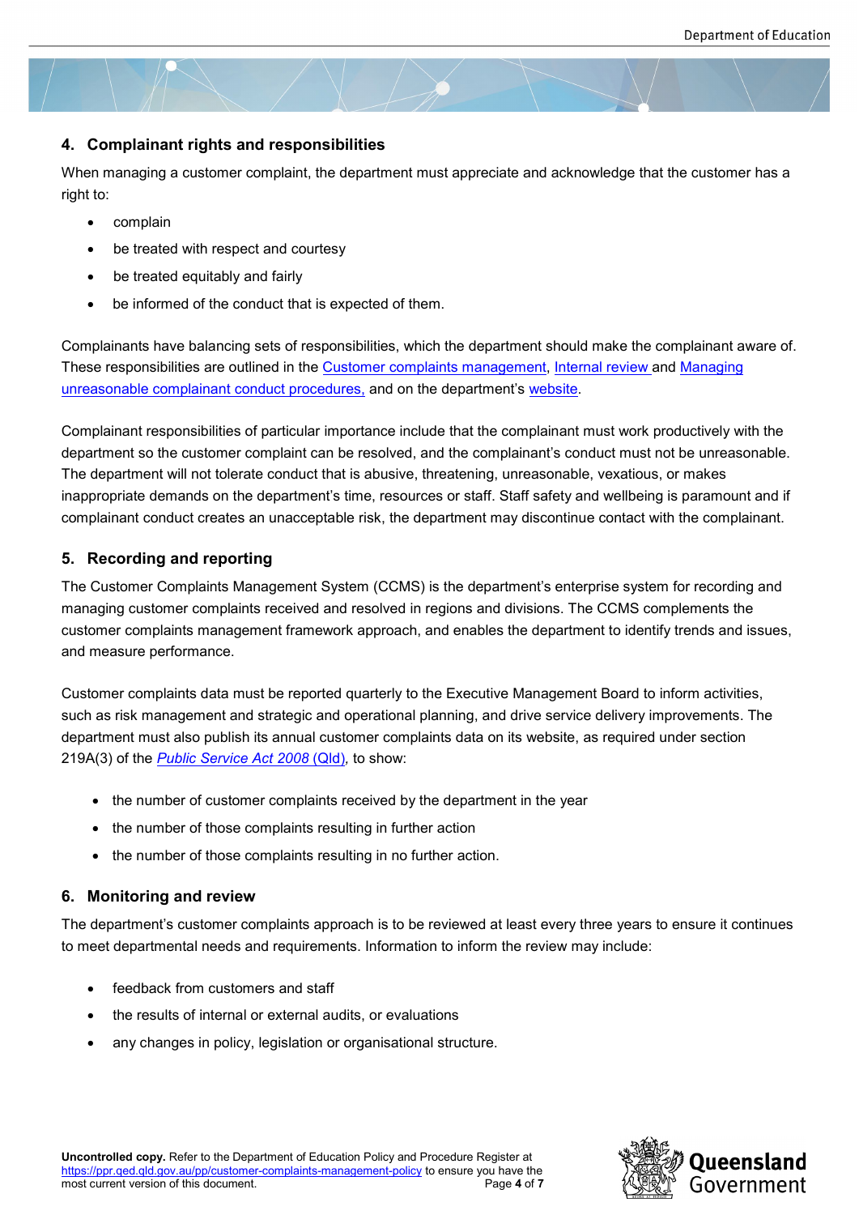## 4. Complainant rights and responsibilities

When managing a customer complaint, the department must appreciate and acknowledge that the customer has a right to:

- complain
- be treated with respect and courtesy
- be treated equitably and fairly
- be informed of the conduct that is expected of them.

Complainants have balancing sets of responsibilities, which the department should make the complainant aware of. These responsibilities are outlined in the Customer complaints management, Internal review and Managing unreasonable complainant conduct procedures, and on the department's website.

Complainant responsibilities of particular importance include that the complainant must work productively with the department so the customer complaint can be resolved, and the complainant's conduct must not be unreasonable. The department will not tolerate conduct that is abusive, threatening, unreasonable, vexatious, or makes inappropriate demands on the department's time, resources or staff. Staff safety and wellbeing is paramount and if complainant conduct creates an unacceptable risk, the department may discontinue contact with the complainant.

## 5. Recording and reporting

The Customer Complaints Management System (CCMS) is the department's enterprise system for recording and managing customer complaints received and resolved in regions and divisions. The CCMS complements the customer complaints management framework approach, and enables the department to identify trends and issues, and measure performance.

Customer complaints data must be reported quarterly to the Executive Management Board to inform activities, such as risk management and strategic and operational planning, and drive service delivery improvements. The department must also publish its annual customer complaints data on its website, as required under section 219A(3) of the *Public Service Act 2008* (Qld), to show:

- the number of customer complaints received by the department in the year
- the number of those complaints resulting in further action
- the number of those complaints resulting in no further action.

## 6. Monitoring and review

The department's customer complaints approach is to be reviewed at least every three years to ensure it continues to meet departmental needs and requirements. Information to inform the review may include:

- feedback from customers and staff
- the results of internal or external audits, or evaluations
- any changes in policy, legislation or organisational structure.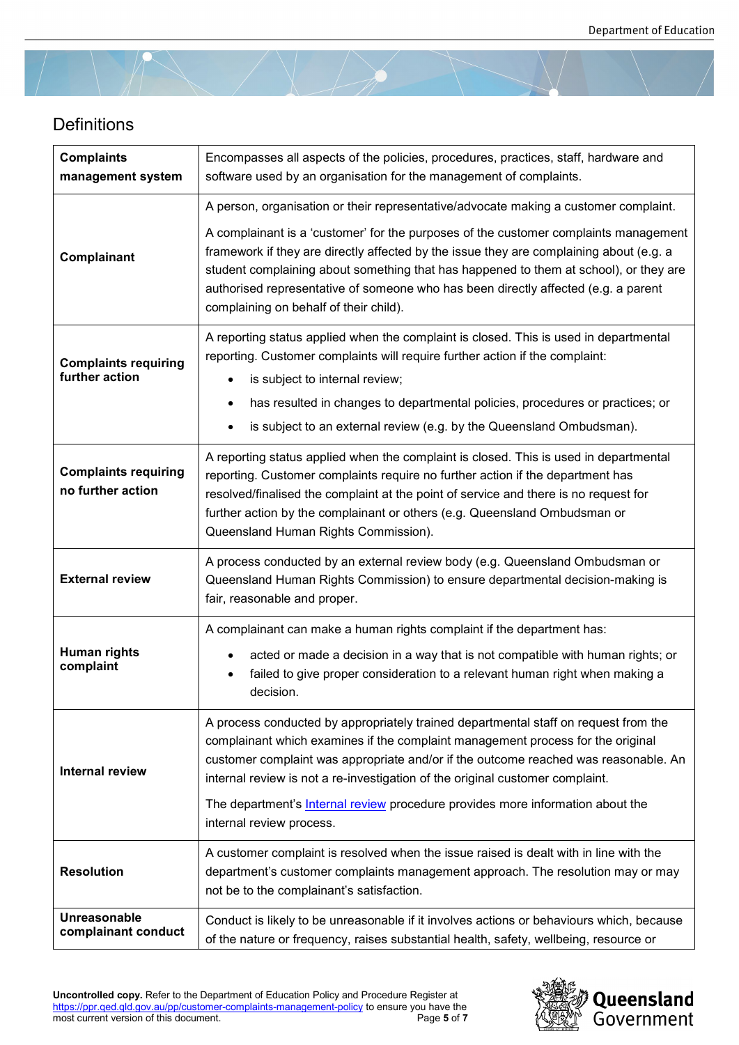## Definitions

| | |
|---|---|
| **Complaints management system** | Encompasses all aspects of the policies, procedures, practices, staff, hardware and software used by an organisation for the management of complaints. |
| **Complainant** | A person, organisation or their representative/advocate making a customer complaint.<br><br>A complainant is a 'customer' for the purposes of the customer complaints management framework if they are directly affected by the issue they are complaining about (e.g. a student complaining about something that has happened to them at school), or they are authorised representative of someone who has been directly affected (e.g. a parent complaining on behalf of their child). |
| **Complaints requiring further action** | A reporting status applied when the complaint is closed. This is used in departmental reporting. Customer complaints will require further action if the complaint:<br>• is subject to internal review;<br>• has resulted in changes to departmental policies, procedures or practices; or<br>• is subject to an external review (e.g. by the Queensland Ombudsman). |
| **Complaints requiring no further action** | A reporting status applied when the complaint is closed. This is used in departmental reporting. Customer complaints require no further action if the department has resolved/finalised the complaint at the point of service and there is no request for further action by the complainant or others (e.g. Queensland Ombudsman or Queensland Human Rights Commission). |
| **External review** | A process conducted by an external review body (e.g. Queensland Ombudsman or Queensland Human Rights Commission) to ensure departmental decision-making is fair, reasonable and proper. |
| **Human rights complaint** | A complainant can make a human rights complaint if the department has:<br>• acted or made a decision in a way that is not compatible with human rights; or<br>• failed to give proper consideration to a relevant human right when making a decision. |
| **Internal review** | A process conducted by appropriately trained departmental staff on request from the complainant which examines if the complaint management process for the original customer complaint was appropriate and/or if the outcome reached was reasonable. An internal review is not a re-investigation of the original customer complaint.<br><br>The department's Internal review procedure provides more information about the internal review process. |
| **Resolution** | A customer complaint is resolved when the issue raised is dealt with in line with the department's customer complaints management approach. The resolution may or may not be to the complainant's satisfaction. |
| **Unreasonable complainant conduct** | Conduct is likely to be unreasonable if it involves actions or behaviours which, because of the nature or frequency, raises substantial health, safety, wellbeing, resource or |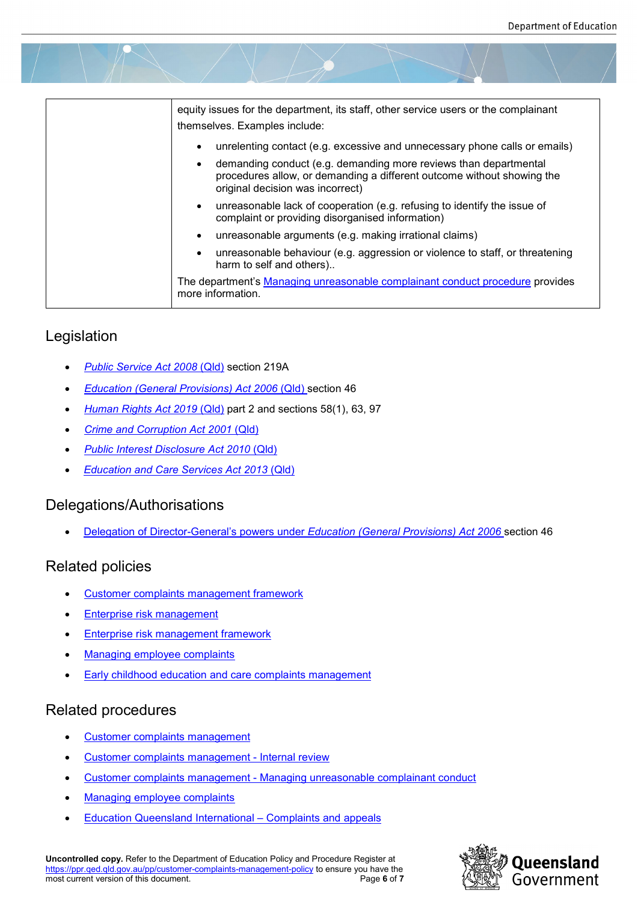| | equity issues for the department, its staff, other service users or the complainant themselves. Examples include:<br>• unrelenting contact (e.g. excessive and unnecessary phone calls or emails)<br>• demanding conduct (e.g. demanding more reviews than departmental procedures allow, or demanding a different outcome without showing the original decision was incorrect)<br>• unreasonable lack of cooperation (e.g. refusing to identify the issue of complaint or providing disorganised information)<br>• unreasonable arguments (e.g. making irrational claims)<br>• unreasonable behaviour (e.g. aggression or violence to staff, or threatening harm to self and others)..<br>The department's Managing unreasonable complainant conduct procedure provides more information. |
|---|---|

## Legislation

- *Public Service Act 2008* (Qld) section 219A
- *Education (General Provisions) Act 2006* (Qld) section 46
- *Human Rights Act 2019* (Qld) part 2 and sections 58(1), 63, 97
- *Crime and Corruption Act 2001* (Qld)
- *Public Interest Disclosure Act 2010* (Qld)
- *Education and Care Services Act 2013* (Qld)

## Delegations/Authorisations

- Delegation of Director-General's powers under *Education (General Provisions) Act 2006* section 46

## Related policies

- Customer complaints management framework
- Enterprise risk management
- Enterprise risk management framework
- Managing employee complaints
- Early childhood education and care complaints management

## Related procedures

- Customer complaints management
- Customer complaints management - Internal review
- Customer complaints management - Managing unreasonable complainant conduct
- Managing employee complaints
- Education Queensland International – Complaints and appeals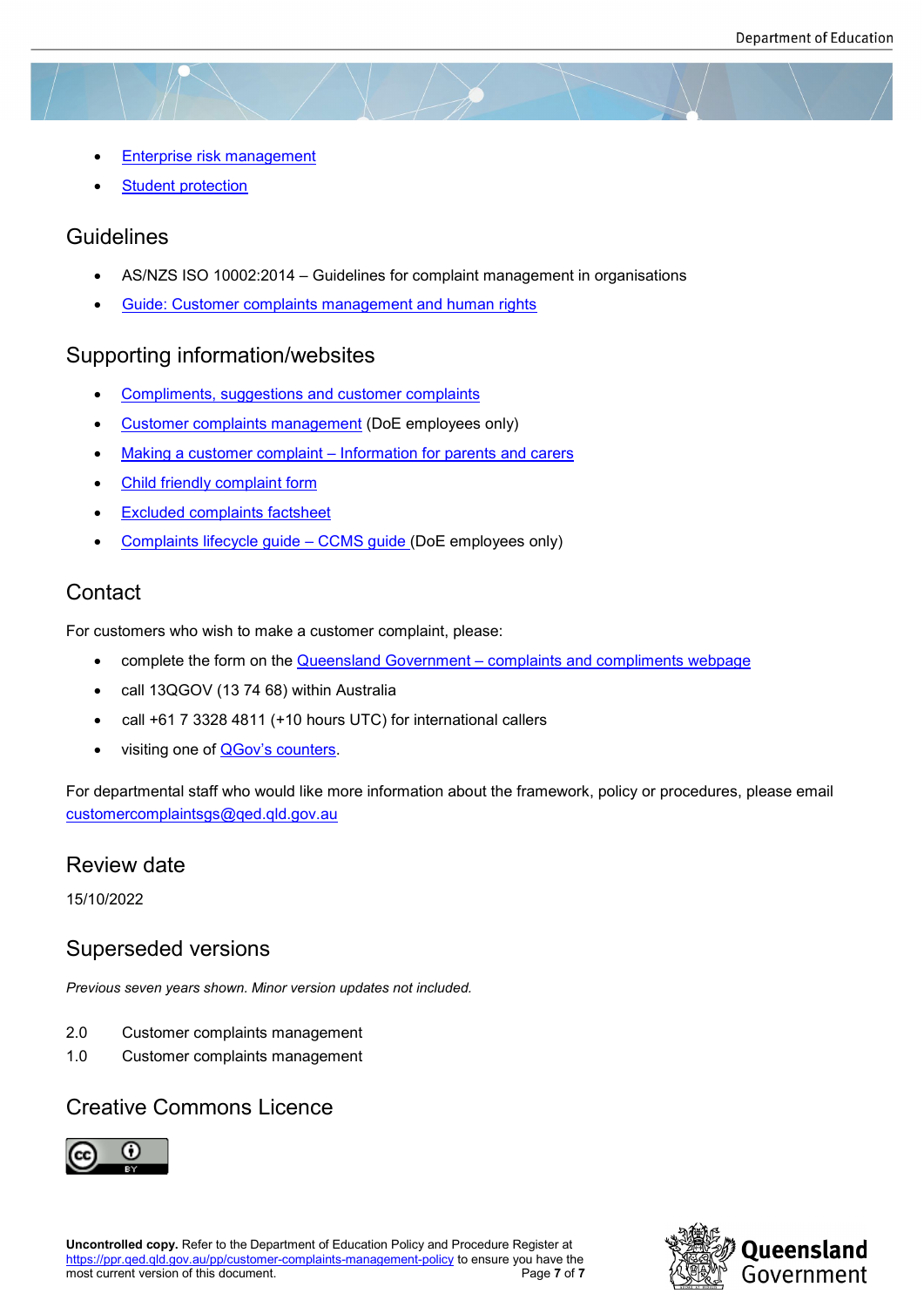- Enterprise risk management
- Student protection

## Guidelines

- AS/NZS ISO 10002:2014 – Guidelines for complaint management in organisations
- Guide: Customer complaints management and human rights

## Supporting information/websites

- Compliments, suggestions and customer complaints
- Customer complaints management (DoE employees only)
- Making a customer complaint – Information for parents and carers
- Child friendly complaint form
- Excluded complaints factsheet
- Complaints lifecycle guide – CCMS guide (DoE employees only)

## Contact

For customers who wish to make a customer complaint, please:

- complete the form on the Queensland Government – complaints and compliments webpage
- call 13QGOV (13 74 68) within Australia
- call +61 7 3328 4811 (+10 hours UTC) for international callers
- visiting one of QGov's counters.

For departmental staff who would like more information about the framework, policy or procedures, please email customercomplaintsgs@qed.qld.gov.au

## Review date

15/10/2022

## Superseded versions

*Previous seven years shown. Minor version updates not included.*

2.0 Customer complaints management
1.0 Customer complaints management

## Creative Commons Licence

**Uncontrolled copy.** Refer to the Department of Education Policy and Procedure Register at https://ppr.qed.qld.gov.au/pp/customer-complaints-management-policy to ensure you have the most current version of this document.